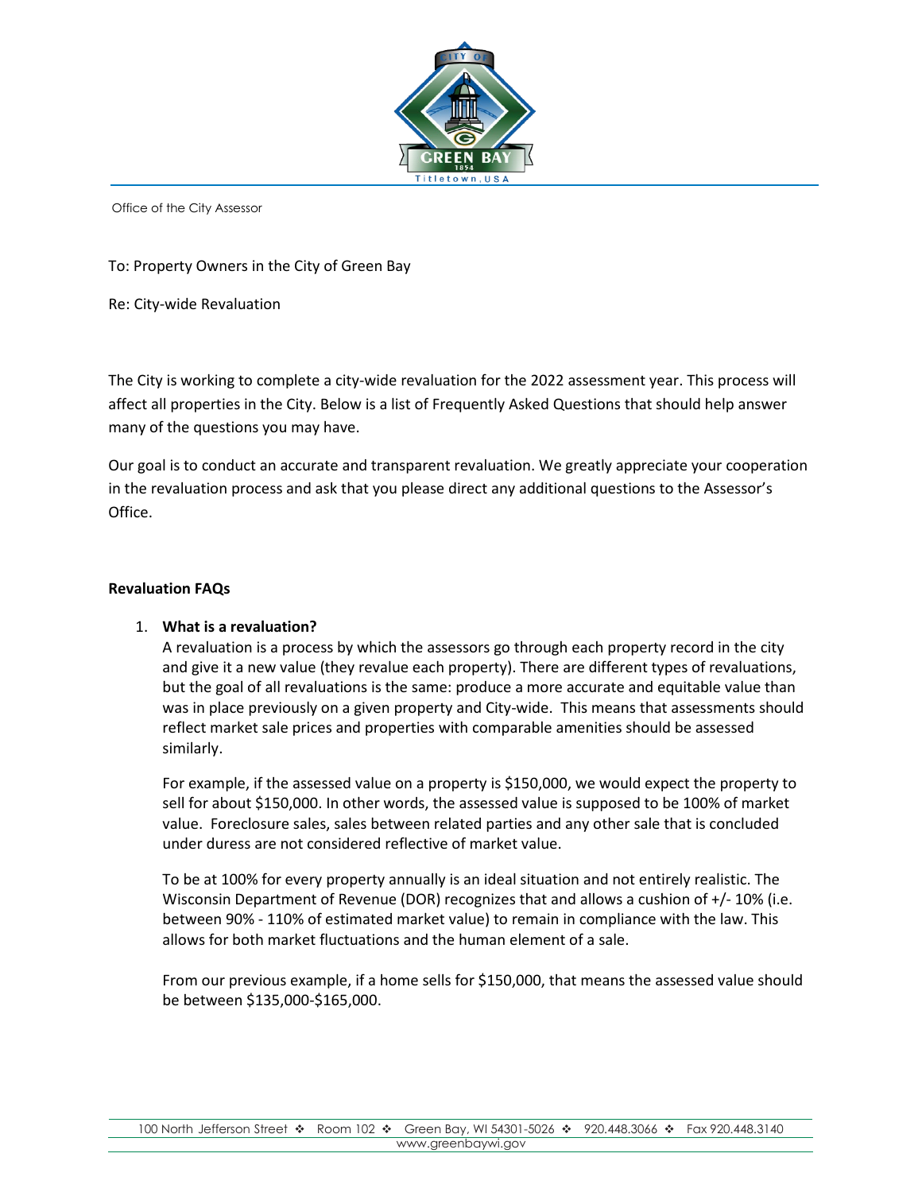Office of the City Assessor

To: Property Owners in the City of Green Bay

Re: City-wide Revaluation

The City is working to complete a city-wide revaluation for the 2022 assessment year. This process will affect all properties in the City. Below is a list of Frequently Asked Questions that should help answer many of the questions you may have.

Our goal is to conduct an accurate and transparent revaluation. We greatly appreciate your cooperation in the revaluation process and ask that you please direct any additional questions to the Assessor's Office.

**Revaluation FAQs**

1. **What is a revaluation?**

   A revaluation is a process by which the assessors go through each property record in the city and give it a new value (they revalue each property). There are different types of revaluations, but the goal of all revaluations is the same: produce a more accurate and equitable value than was in place previously on a given property and City-wide. This means that assessments should reflect market sale prices and properties with comparable amenities should be assessed similarly.

   For example, if the assessed value on a property is $150,000, we would expect the property to sell for about $150,000. In other words, the assessed value is supposed to be 100% of market value. Foreclosure sales, sales between related parties and any other sale that is concluded under duress are not considered reflective of market value.

   To be at 100% for every property annually is an ideal situation and not entirely realistic. The Wisconsin Department of Revenue (DOR) recognizes that and allows a cushion of +/- 10% (i.e. between 90% - 110% of estimated market value) to remain in compliance with the law. This allows for both market fluctuations and the human element of a sale.

   From our previous example, if a home sells for $150,000, that means the assessed value should be between $135,000-$165,000.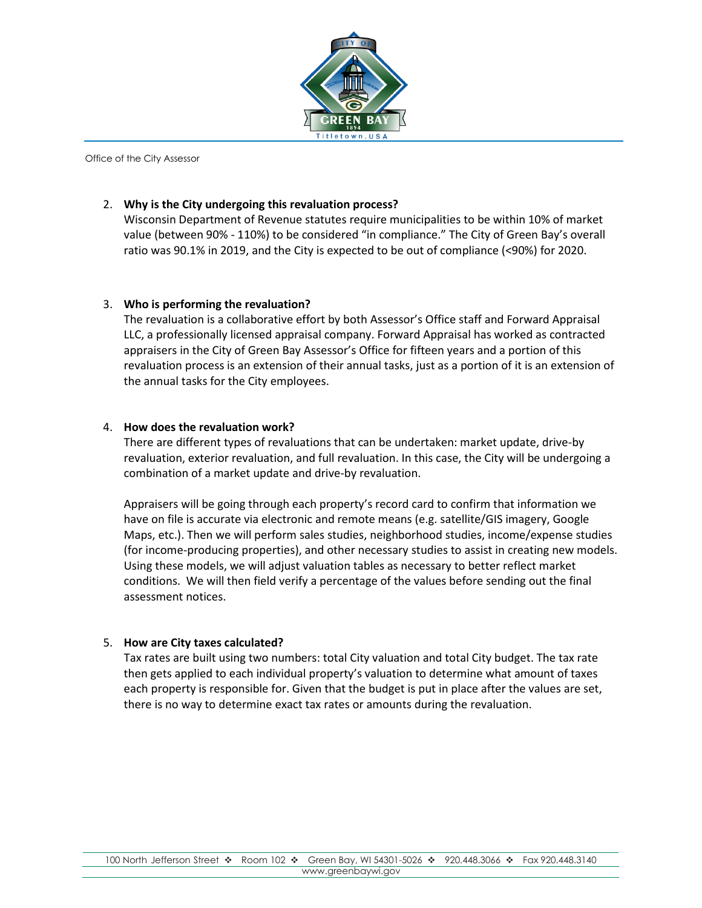Office of the City Assessor

2. **Why is the City undergoing this revaluation process?**
   Wisconsin Department of Revenue statutes require municipalities to be within 10% of market value (between 90% - 110%) to be considered "in compliance." The City of Green Bay's overall ratio was 90.1% in 2019, and the City is expected to be out of compliance (<90%) for 2020.

3. **Who is performing the revaluation?**
   The revaluation is a collaborative effort by both Assessor's Office staff and Forward Appraisal LLC, a professionally licensed appraisal company. Forward Appraisal has worked as contracted appraisers in the City of Green Bay Assessor's Office for fifteen years and a portion of this revaluation process is an extension of their annual tasks, just as a portion of it is an extension of the annual tasks for the City employees.

4. **How does the revaluation work?**
   There are different types of revaluations that can be undertaken: market update, drive-by revaluation, exterior revaluation, and full revaluation. In this case, the City will be undergoing a combination of a market update and drive-by revaluation.

   Appraisers will be going through each property's record card to confirm that information we have on file is accurate via electronic and remote means (e.g. satellite/GIS imagery, Google Maps, etc.). Then we will perform sales studies, neighborhood studies, income/expense studies (for income-producing properties), and other necessary studies to assist in creating new models. Using these models, we will adjust valuation tables as necessary to better reflect market conditions. We will then field verify a percentage of the values before sending out the final assessment notices.

5. **How are City taxes calculated?**
   Tax rates are built using two numbers: total City valuation and total City budget. The tax rate then gets applied to each individual property's valuation to determine what amount of taxes each property is responsible for. Given that the budget is put in place after the values are set, there is no way to determine exact tax rates or amounts during the revaluation.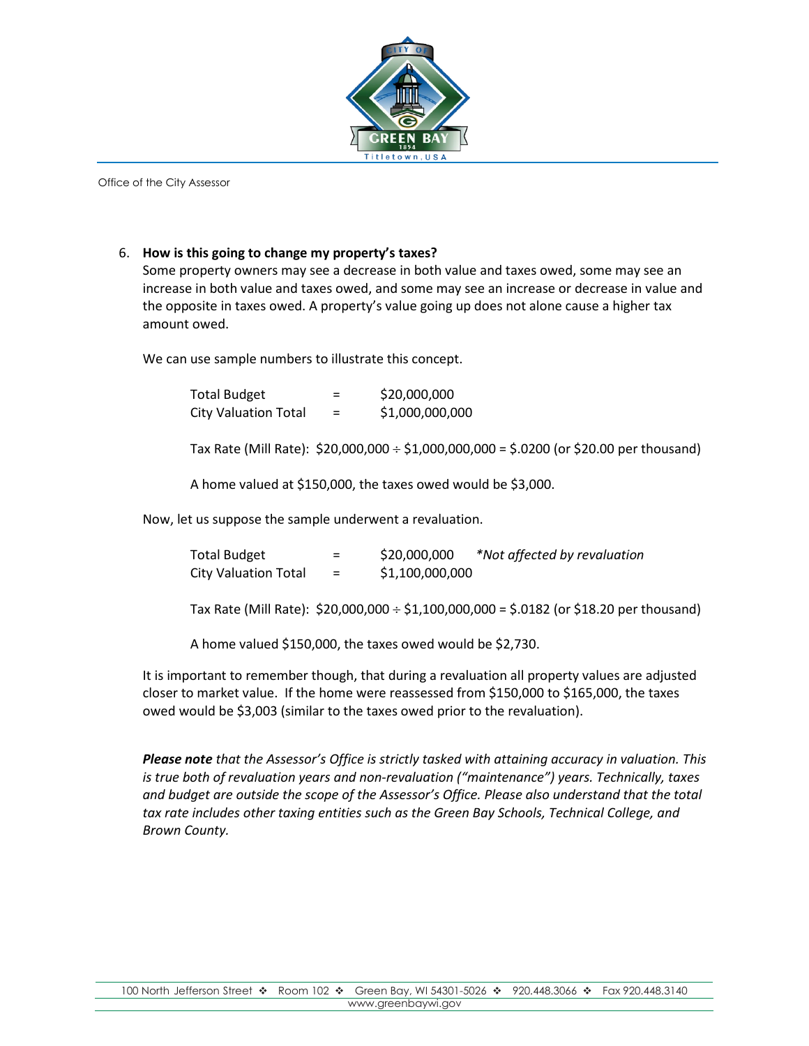Office of the City Assessor

6. **How is this going to change my property's taxes?**

   Some property owners may see a decrease in both value and taxes owed, some may see an increase in both value and taxes owed, and some may see an increase or decrease in value and the opposite in taxes owed. A property's value going up does not alone cause a higher tax amount owed.

   We can use sample numbers to illustrate this concept.

   | | | |
   |---|---|---|
   | Total Budget | = | $20,000,000 |
   | City Valuation Total | = | $1,000,000,000 |

   Tax Rate (Mill Rate): $20,000,000 ÷ $1,000,000,000 = $.0200 (or $20.00 per thousand)

   A home valued at $150,000, the taxes owed would be $3,000.

   Now, let us suppose the sample underwent a revaluation.

   | | | | |
   |---|---|---|---|
   | Total Budget | = | $20,000,000 | *\*Not affected by revaluation* |
   | City Valuation Total | = | $1,100,000,000 | |

   Tax Rate (Mill Rate): $20,000,000 ÷ $1,100,000,000 = $.0182 (or $18.20 per thousand)

   A home valued $150,000, the taxes owed would be $2,730.

   It is important to remember though, that during a revaluation all property values are adjusted closer to market value. If the home were reassessed from $150,000 to $165,000, the taxes owed would be $3,003 (similar to the taxes owed prior to the revaluation).

   ***Please note** that the Assessor's Office is strictly tasked with attaining accuracy in valuation. This is true both of revaluation years and non-revaluation ("maintenance") years. Technically, taxes and budget are outside the scope of the Assessor's Office. Please also understand that the total tax rate includes other taxing entities such as the Green Bay Schools, Technical College, and Brown County.*

100 North Jefferson Street ❖ Room 102 ❖ Green Bay, WI 54301-5026 ❖ 920.448.3066 ❖ Fax 920.448.3140
www.greenbaywi.gov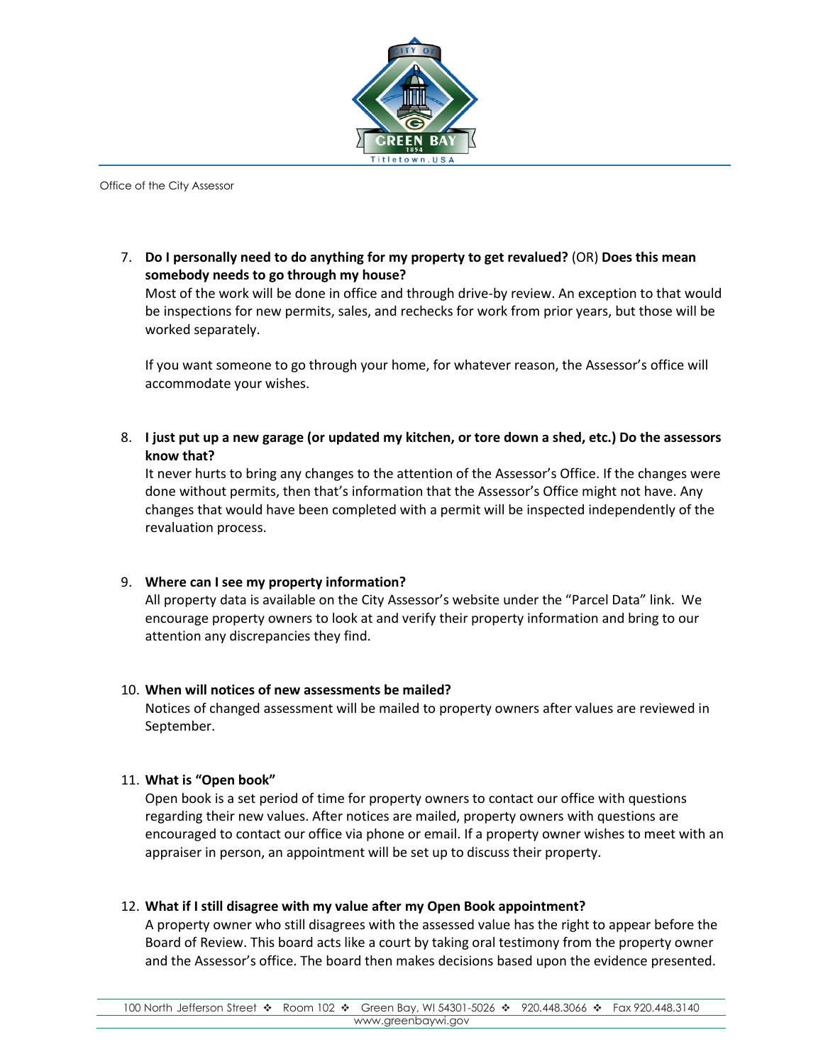Office of the City Assessor

7. **Do I personally need to do anything for my property to get revalued?** (OR) **Does this mean somebody needs to go through my house?**
   Most of the work will be done in office and through drive-by review. An exception to that would be inspections for new permits, sales, and rechecks for work from prior years, but those will be worked separately.

   If you want someone to go through your home, for whatever reason, the Assessor's office will accommodate your wishes.

8. **I just put up a new garage (or updated my kitchen, or tore down a shed, etc.) Do the assessors know that?**
   It never hurts to bring any changes to the attention of the Assessor's Office. If the changes were done without permits, then that's information that the Assessor's Office might not have. Any changes that would have been completed with a permit will be inspected independently of the revaluation process.

9. **Where can I see my property information?**
   All property data is available on the City Assessor's website under the "Parcel Data" link. We encourage property owners to look at and verify their property information and bring to our attention any discrepancies they find.

10. **When will notices of new assessments be mailed?**
    Notices of changed assessment will be mailed to property owners after values are reviewed in September.

11. **What is "Open book"**
    Open book is a set period of time for property owners to contact our office with questions regarding their new values. After notices are mailed, property owners with questions are encouraged to contact our office via phone or email. If a property owner wishes to meet with an appraiser in person, an appointment will be set up to discuss their property.

12. **What if I still disagree with my value after my Open Book appointment?**
    A property owner who still disagrees with the assessed value has the right to appear before the Board of Review. This board acts like a court by taking oral testimony from the property owner and the Assessor's office. The board then makes decisions based upon the evidence presented.

100 North Jefferson Street ❖ Room 102 ❖ Green Bay, WI 54301-5026 ❖ 920.448.3066 ❖ Fax 920.448.3140
www.greenbaywi.gov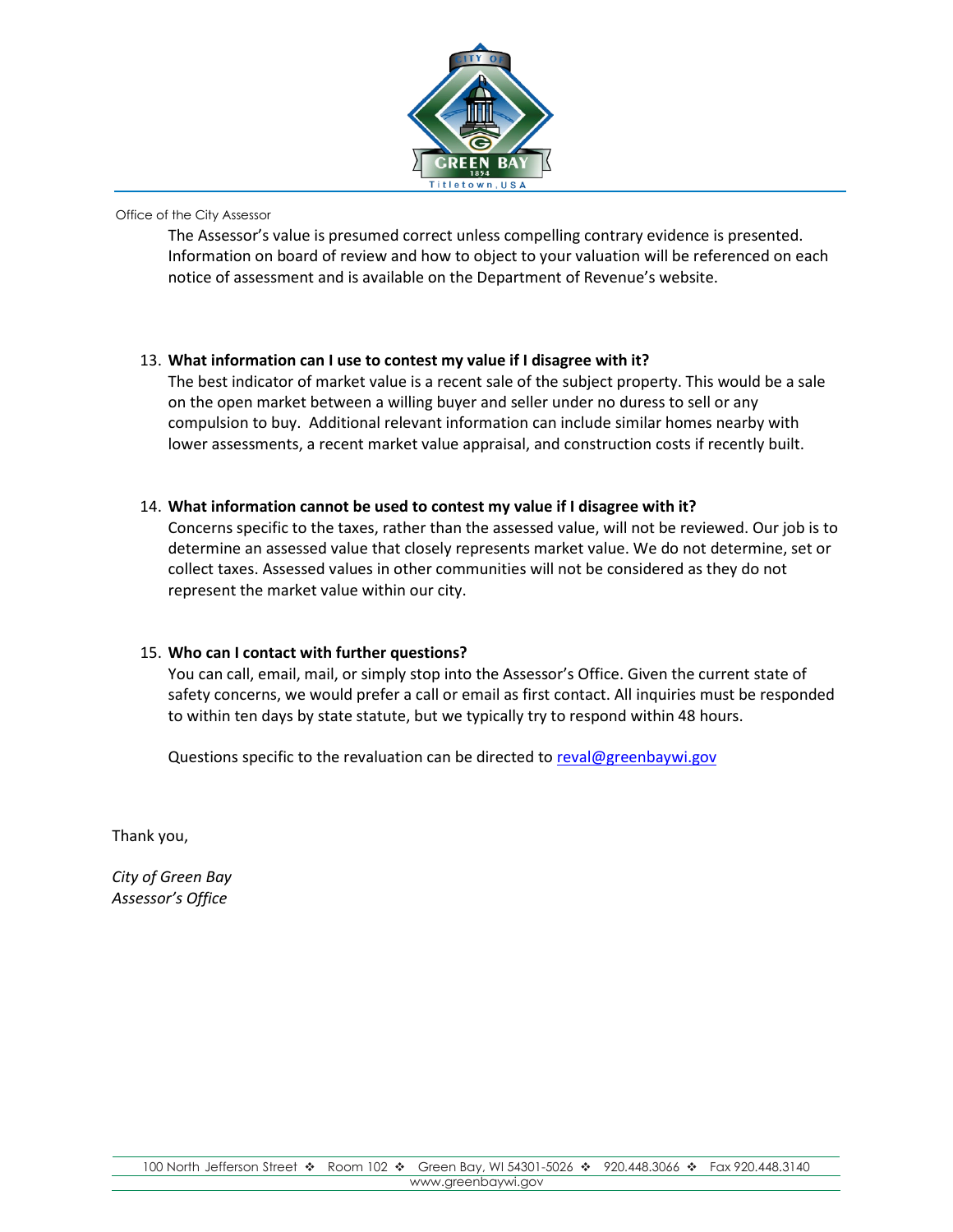Office of the City Assessor

The Assessor's value is presumed correct unless compelling contrary evidence is presented. Information on board of review and how to object to your valuation will be referenced on each notice of assessment and is available on the Department of Revenue's website.

13. **What information can I use to contest my value if I disagree with it?**
    The best indicator of market value is a recent sale of the subject property. This would be a sale on the open market between a willing buyer and seller under no duress to sell or any compulsion to buy. Additional relevant information can include similar homes nearby with lower assessments, a recent market value appraisal, and construction costs if recently built.

14. **What information cannot be used to contest my value if I disagree with it?**
    Concerns specific to the taxes, rather than the assessed value, will not be reviewed. Our job is to determine an assessed value that closely represents market value. We do not determine, set or collect taxes. Assessed values in other communities will not be considered as they do not represent the market value within our city.

15. **Who can I contact with further questions?**
    You can call, email, mail, or simply stop into the Assessor's Office. Given the current state of safety concerns, we would prefer a call or email as first contact. All inquiries must be responded to within ten days by state statute, but we typically try to respond within 48 hours.

    Questions specific to the revaluation can be directed to [reval@greenbaywi.gov](mailto:reval@greenbaywi.gov)

Thank you,

*City of Green Bay*
*Assessor's Office*

100 North Jefferson Street ❖ Room 102 ❖ Green Bay, WI 54301-5026 ❖ 920.448.3066 ❖ Fax 920.448.3140
www.greenbaywi.gov